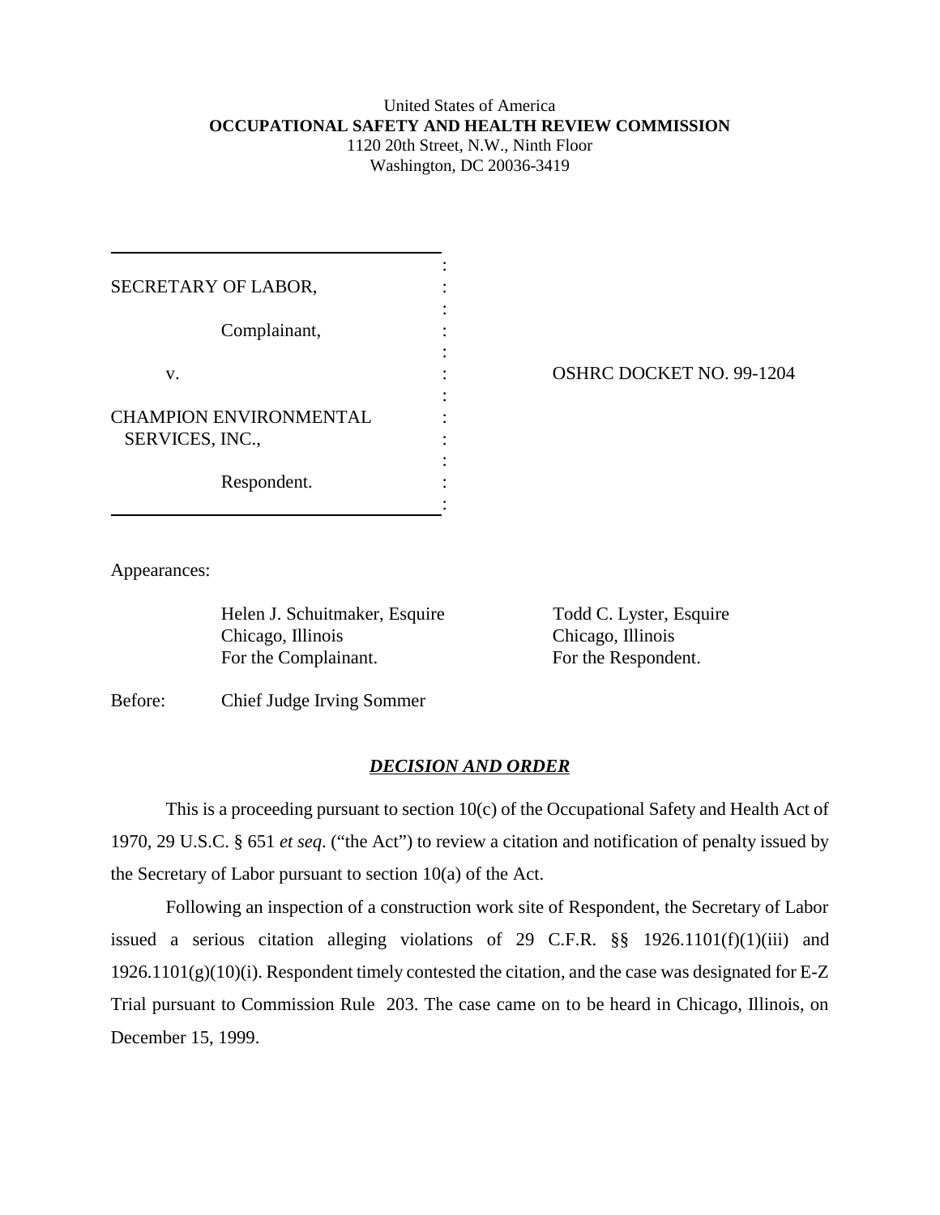United States of America
**OCCUPATIONAL SAFETY AND HEALTH REVIEW COMMISSION**
1120 20th Street, N.W., Ninth Floor
Washington, DC 20036-3419

| | |
|---|---|
| SECRETARY OF LABOR, | |
| Complainant, | |
| v. | OSHRC DOCKET NO. 99-1204 |
| CHAMPION ENVIRONMENTAL SERVICES, INC., | |
| Respondent. | |

Appearances:

| | |
|---|---|
| Helen J. Schuitmaker, Esquire | Todd C. Lyster, Esquire |
| Chicago, Illinois | Chicago, Illinois |
| For the Complainant. | For the Respondent. |

Before: Chief Judge Irving Sommer

## ***DECISION AND ORDER***

This is a proceeding pursuant to section 10(c) of the Occupational Safety and Health Act of 1970, 29 U.S.C. § 651 *et seq*. ("the Act") to review a citation and notification of penalty issued by the Secretary of Labor pursuant to section 10(a) of the Act.

Following an inspection of a construction work site of Respondent, the Secretary of Labor issued a serious citation alleging violations of 29 C.F.R. §§ 1926.1101(f)(1)(iii) and 1926.1101(g)(10)(i). Respondent timely contested the citation, and the case was designated for E-Z Trial pursuant to Commission Rule 203. The case came on to be heard in Chicago, Illinois, on December 15, 1999.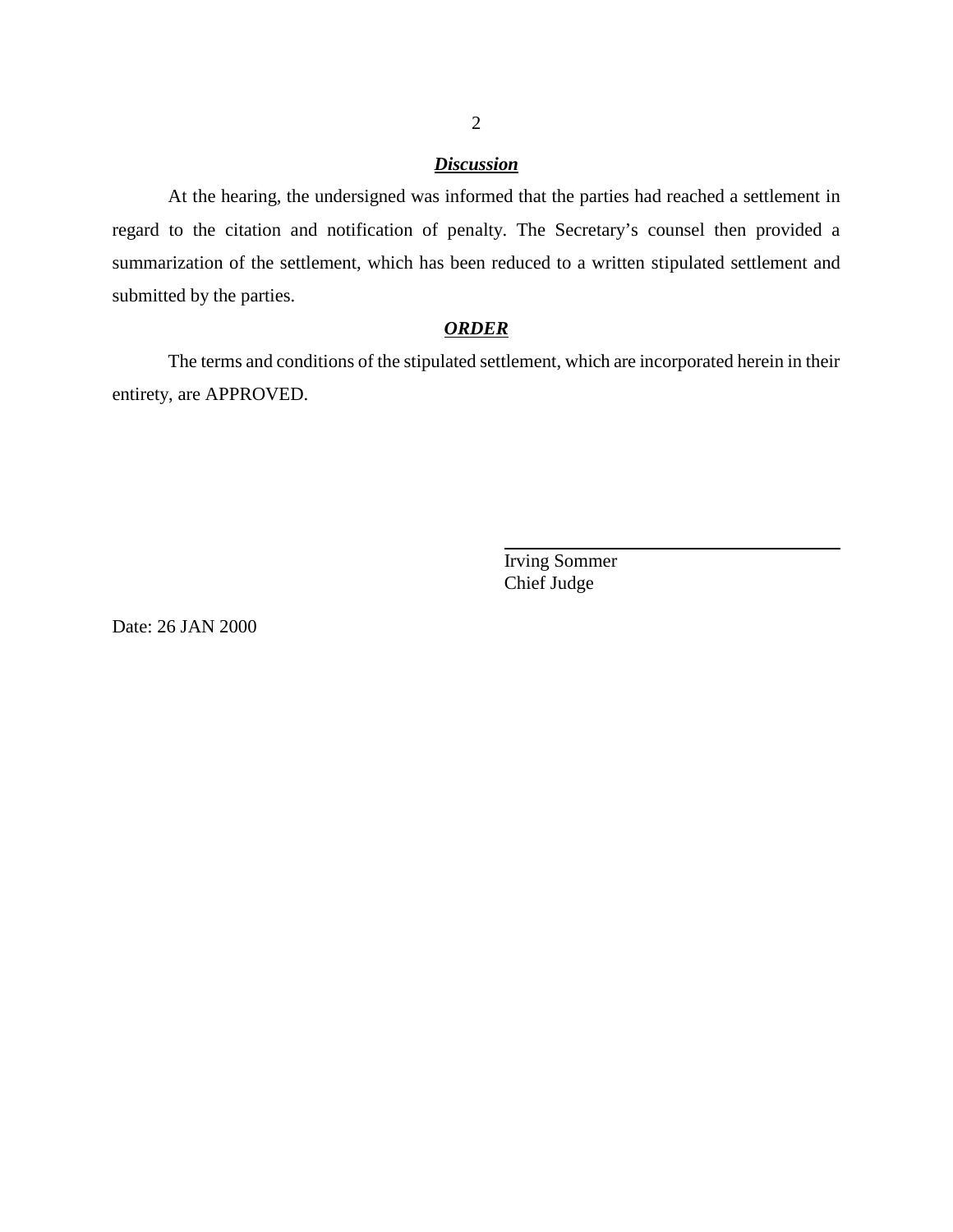## ***Discussion***

At the hearing, the undersigned was informed that the parties had reached a settlement in regard to the citation and notification of penalty. The Secretary's counsel then provided a summarization of the settlement, which has been reduced to a written stipulated settlement and submitted by the parties.

## ***ORDER***

The terms and conditions of the stipulated settlement, which are incorporated herein in their entirety, are APPROVED.

Irving Sommer
Chief Judge

Date: 26 JAN 2000